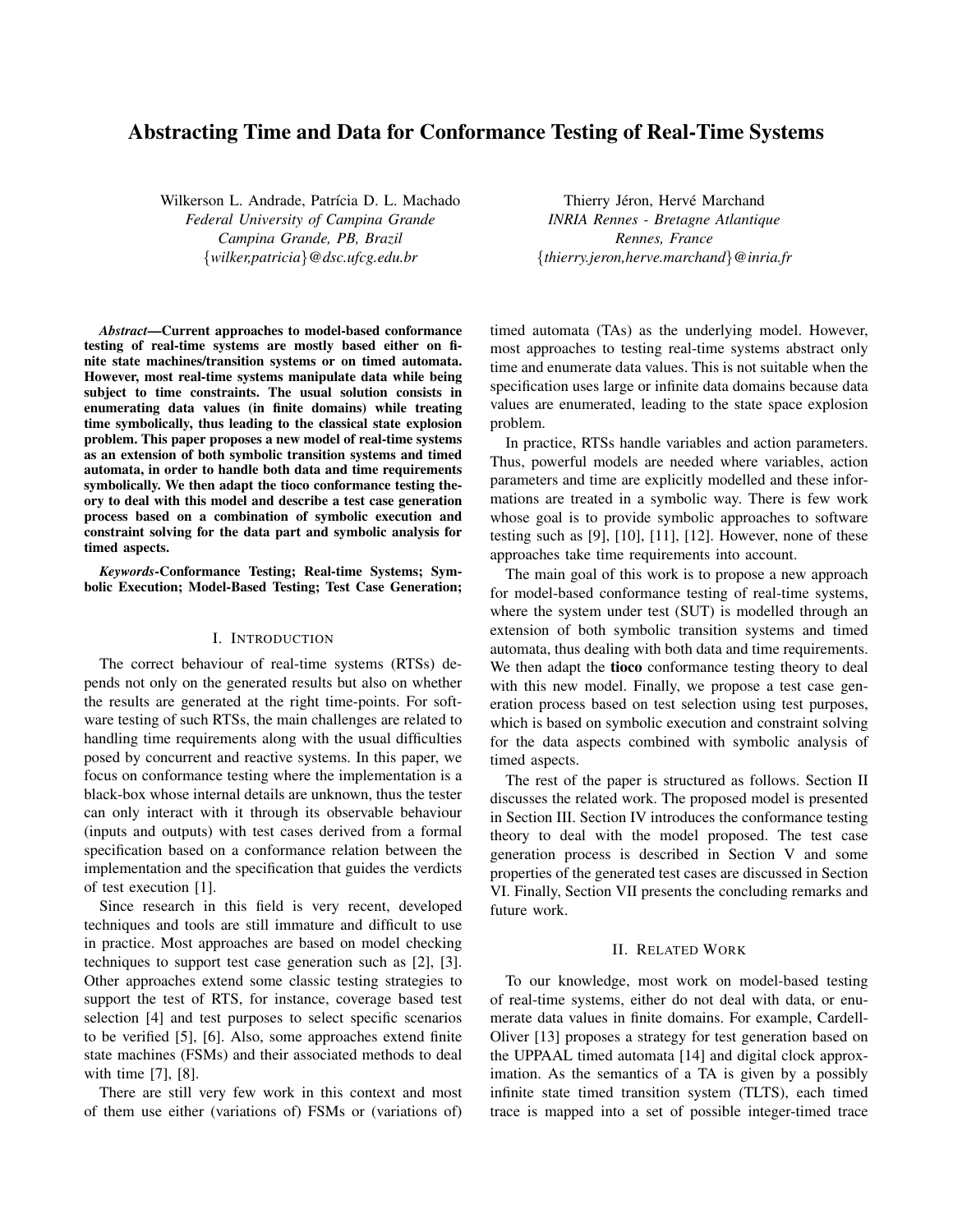# Abstracting Time and Data for Conformance Testing of Real-Time Systems

Wilkerson L. Andrade, Patrícia D. L. Machado
*Federal University of Campina Grande*
*Campina Grande, PB, Brazil*
{*wilker,patricia*}*@dsc.ufcg.edu.br*

Thierry Jéron, Hervé Marchand
*INRIA Rennes - Bretagne Atlantique*
*Rennes, France*
{*thierry.jeron,herve.marchand*}*@inria.fr*

***Abstract*—Current approaches to model-based conformance testing of real-time systems are mostly based either on finite state machines/transition systems or on timed automata. However, most real-time systems manipulate data while being subject to time constraints. The usual solution consists in enumerating data values (in finite domains) while treating time symbolically, thus leading to the classical state explosion problem. This paper proposes a new model of real-time systems as an extension of both symbolic transition systems and timed automata, in order to handle both data and time requirements symbolically. We then adapt the tioco conformance testing theory to deal with this model and describe a test case generation process based on a combination of symbolic execution and constraint solving for the data part and symbolic analysis for timed aspects.**

***Keywords*-Conformance Testing; Real-time Systems; Symbolic Execution; Model-Based Testing; Test Case Generation;**

## I. Introduction

The correct behaviour of real-time systems (RTSs) depends not only on the generated results but also on whether the results are generated at the right time-points. For software testing of such RTSs, the main challenges are related to handling time requirements along with the usual difficulties posed by concurrent and reactive systems. In this paper, we focus on conformance testing where the implementation is a black-box whose internal details are unknown, thus the tester can only interact with it through its observable behaviour (inputs and outputs) with test cases derived from a formal specification based on a conformance relation between the implementation and the specification that guides the verdicts of test execution [1].

Since research in this field is very recent, developed techniques and tools are still immature and difficult to use in practice. Most approaches are based on model checking techniques to support test case generation such as [2], [3]. Other approaches extend some classic testing strategies to support the test of RTS, for instance, coverage based test selection [4] and test purposes to select specific scenarios to be verified [5], [6]. Also, some approaches extend finite state machines (FSMs) and their associated methods to deal with time [7], [8].

There are still very few work in this context and most of them use either (variations of) FSMs or (variations of) timed automata (TAs) as the underlying model. However, most approaches to testing real-time systems abstract only time and enumerate data values. This is not suitable when the specification uses large or infinite data domains because data values are enumerated, leading to the state space explosion problem.

In practice, RTSs handle variables and action parameters. Thus, powerful models are needed where variables, action parameters and time are explicitly modelled and these informations are treated in a symbolic way. There is few work whose goal is to provide symbolic approaches to software testing such as [9], [10], [11], [12]. However, none of these approaches take time requirements into account.

The main goal of this work is to propose a new approach for model-based conformance testing of real-time systems, where the system under test (SUT) is modelled through an extension of both symbolic transition systems and timed automata, thus dealing with both data and time requirements. We then adapt the **tioco** conformance testing theory to deal with this new model. Finally, we propose a test case generation process based on test selection using test purposes, which is based on symbolic execution and constraint solving for the data aspects combined with symbolic analysis of timed aspects.

The rest of the paper is structured as follows. Section II discusses the related work. The proposed model is presented in Section III. Section IV introduces the conformance testing theory to deal with the model proposed. The test case generation process is described in Section V and some properties of the generated test cases are discussed in Section VI. Finally, Section VII presents the concluding remarks and future work.

## II. Related Work

To our knowledge, most work on model-based testing of real-time systems, either do not deal with data, or enumerate data values in finite domains. For example, Cardell-Oliver [13] proposes a strategy for test generation based on the UPPAAL timed automata [14] and digital clock approximation. As the semantics of a TA is given by a possibly infinite state timed transition system (TLTS), each timed trace is mapped into a set of possible integer-timed trace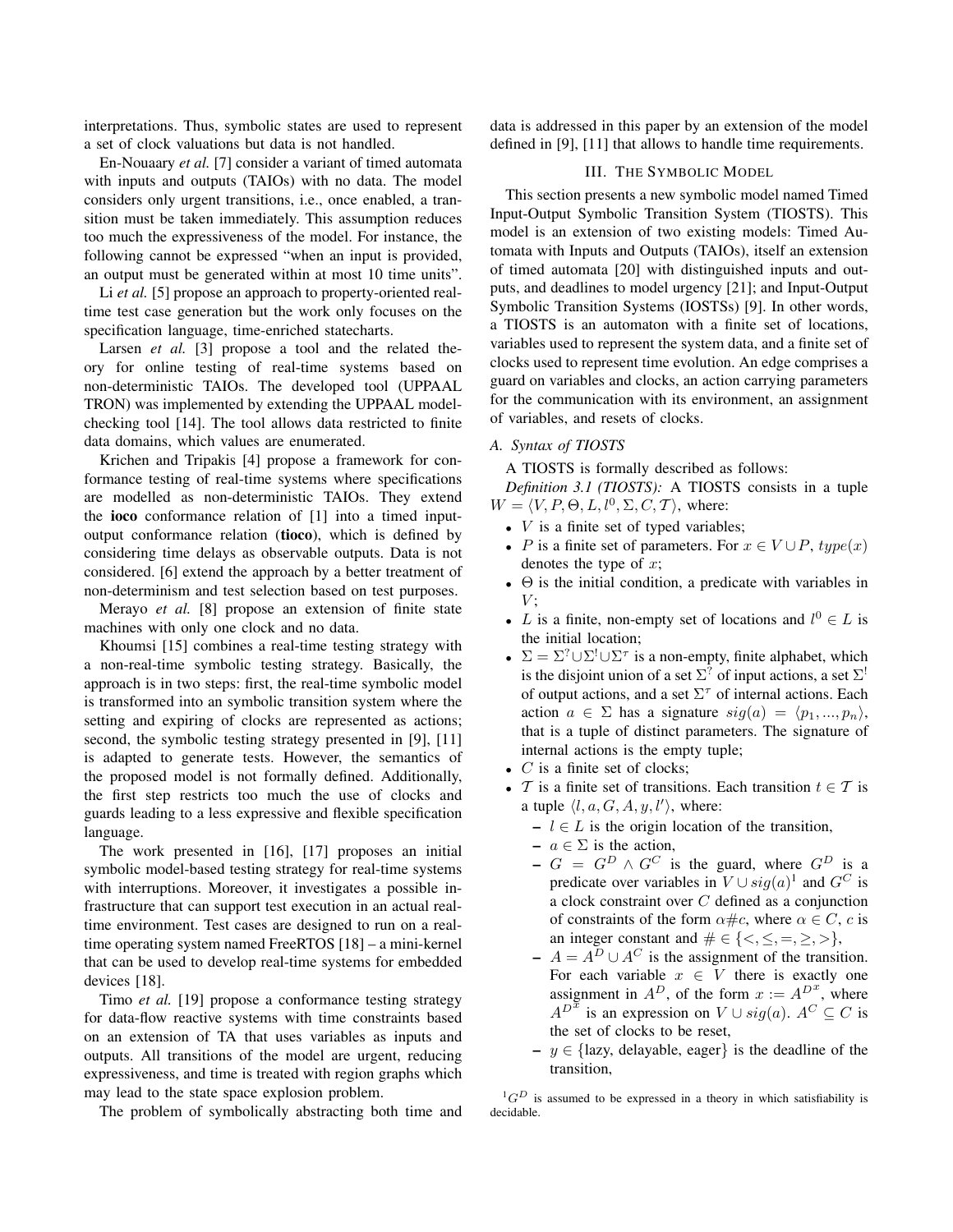interpretations. Thus, symbolic states are used to represent a set of clock valuations but data is not handled.

En-Nouaary *et al.* [7] consider a variant of timed automata with inputs and outputs (TAIOs) with no data. The model considers only urgent transitions, i.e., once enabled, a transition must be taken immediately. This assumption reduces too much the expressiveness of the model. For instance, the following cannot be expressed "when an input is provided, an output must be generated within at most 10 time units".

Li *et al.* [5] propose an approach to property-oriented real-time test case generation but the work only focuses on the specification language, time-enriched statecharts.

Larsen *et al.* [3] propose a tool and the related theory for online testing of real-time systems based on non-deterministic TAIOs. The developed tool (UPPAAL TRON) was implemented by extending the UPPAAL model-checking tool [14]. The tool allows data restricted to finite data domains, which values are enumerated.

Krichen and Tripakis [4] propose a framework for conformance testing of real-time systems where specifications are modelled as non-deterministic TAIOs. They extend the **ioco** conformance relation of [1] into a timed input-output conformance relation (**tioco**), which is defined by considering time delays as observable outputs. Data is not considered. [6] extend the approach by a better treatment of non-determinism and test selection based on test purposes.

Merayo *et al.* [8] propose an extension of finite state machines with only one clock and no data.

Khoumsi [15] combines a real-time testing strategy with a non-real-time symbolic testing strategy. Basically, the approach is in two steps: first, the real-time symbolic model is transformed into an symbolic transition system where the setting and expiring of clocks are represented as actions; second, the symbolic testing strategy presented in [9], [11] is adapted to generate tests. However, the semantics of the proposed model is not formally defined. Additionally, the first step restricts too much the use of clocks and guards leading to a less expressive and flexible specification language.

The work presented in [16], [17] proposes an initial symbolic model-based testing strategy for real-time systems with interruptions. Moreover, it investigates a possible infrastructure that can support test execution in an actual real-time environment. Test cases are designed to run on a real-time operating system named FreeRTOS [18] – a mini-kernel that can be used to develop real-time systems for embedded devices [18].

Timo *et al.* [19] propose a conformance testing strategy for data-flow reactive systems with time constraints based on an extension of TA that uses variables as inputs and outputs. All transitions of the model are urgent, reducing expressiveness, and time is treated with region graphs which may lead to the state space explosion problem.

The problem of symbolically abstracting both time and data is addressed in this paper by an extension of the model defined in [9], [11] that allows to handle time requirements.

## III. The Symbolic Model

This section presents a new symbolic model named Timed Input-Output Symbolic Transition System (TIOSTS). This model is an extension of two existing models: Timed Automata with Inputs and Outputs (TAIOs), itself an extension of timed automata [20] with distinguished inputs and outputs, and deadlines to model urgency [21]; and Input-Output Symbolic Transition Systems (IOSTSs) [9]. In other words, a TIOSTS is an automaton with a finite set of locations, variables used to represent the system data, and a finite set of clocks used to represent time evolution. An edge comprises a guard on variables and clocks, an action carrying parameters for the communication with its environment, an assignment of variables, and resets of clocks.

### A. Syntax of TIOSTS

A TIOSTS is formally described as follows:

*Definition 3.1 (TIOSTS):* A TIOSTS consists in a tuple $W = \langle V, P, \Theta, L, l^0, \Sigma, C, \mathcal{T} \rangle$, where:

- $V$ is a finite set of typed variables;
- $P$ is a finite set of parameters. For $x \in V \cup P$, $type(x)$ denotes the type of $x$;
- $\Theta$ is the initial condition, a predicate with variables in $V$;
- $L$ is a finite, non-empty set of locations and $l^0 \in L$ is the initial location;
- $\Sigma = \Sigma^? \cup \Sigma^! \cup \Sigma^\tau$ is a non-empty, finite alphabet, which is the disjoint union of a set $\Sigma^?$ of input actions, a set $\Sigma^!$ of output actions, and a set $\Sigma^\tau$ of internal actions. Each action $a \in \Sigma$ has a signature $sig(a) = \langle p_1, ..., p_n \rangle$, that is a tuple of distinct parameters. The signature of internal actions is the empty tuple;
- $C$ is a finite set of clocks;
- $\mathcal{T}$ is a finite set of transitions. Each transition $t \in \mathcal{T}$ is a tuple $\langle l, a, G, A, y, l' \rangle$, where:
  - $l \in L$ is the origin location of the transition,
  - $a \in \Sigma$ is the action,
  - $G = G^D \wedge G^C$ is the guard, where $G^D$ is a predicate over variables in $V \cup sig(a)$[1] and $G^C$ is a clock constraint over $C$ defined as a conjunction of constraints of the form $\alpha \# c$, where $\alpha \in C$, $c$ is an integer constant and $\# \in \{<, \leq, =, \geq, >\}$,
  - $A = A^D \cup A^C$ is the assignment of the transition. For each variable $x \in V$ there is exactly one assignment in $A^D$, of the form $x := A^{D^x}$, where $A^{D^x}$ is an expression on $V \cup sig(a)$. $A^C \subseteq C$ is the set of clocks to be reset,
  - $y \in$ {lazy, delayable, eager} is the deadline of the transition,

[1] $G^D$ is assumed to be expressed in a theory in which satisfiability is decidable.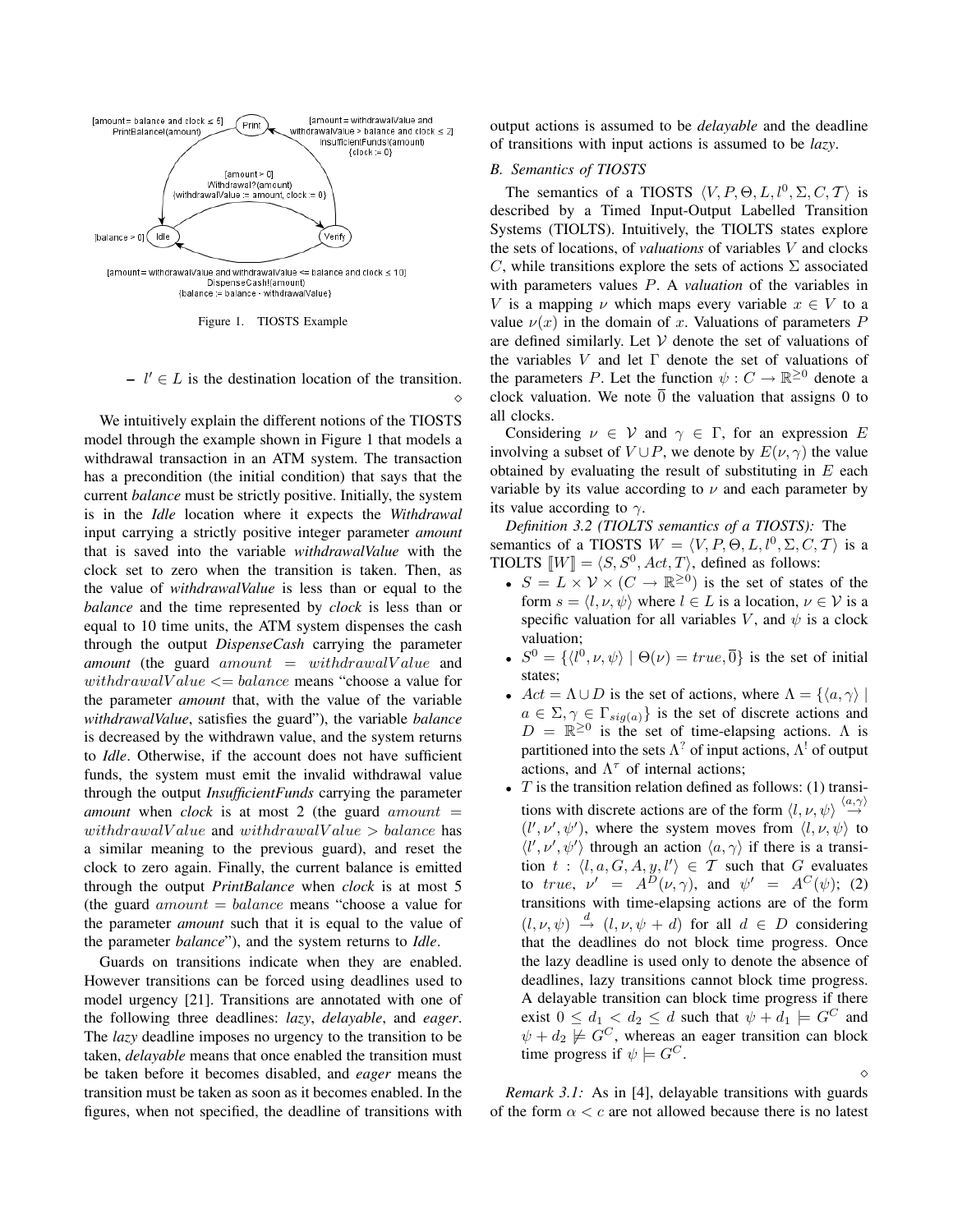[amount = balance and clock ≤ 5]
PrintBalance!(amount)

[amount = withdrawalValue and withdrawalValue > balance and clock ≤ 2]
InsufficientFunds!(amount)
{clock := 0}

[amount > 0]
Withdrawal?(amount)
{withdrawalValue := amount, clock := 0}

[balance > 0]

[amount = withdrawalValue and withdrawalValue <= balance and clock ≤ 10]
DispenseCash!(amount)
{balance := balance - withdrawalValue}

Figure 1. TIOSTS Example

– $l' \in L$ is the destination location of the transition. ◇

We intuitively explain the different notions of the TIOSTS model through the example shown in Figure 1 that models a withdrawal transaction in an ATM system. The transaction has a precondition (the initial condition) that says that the current *balance* must be strictly positive. Initially, the system is in the *Idle* location where it expects the *Withdrawal* input carrying a strictly positive integer parameter *amount* that is saved into the variable *withdrawalValue* with the clock set to zero when the transition is taken. Then, as the value of *withdrawalValue* is less than or equal to the *balance* and the time represented by *clock* is less than or equal to 10 time units, the ATM system dispenses the cash through the output *DispenseCash* carrying the parameter *amount* (the guard $amount = withdrawalValue$ and $withdrawalValue <= balance$ means "choose a value for the parameter *amount* that, with the value of the variable *withdrawalValue*, satisfies the guard"), the variable *balance* is decreased by the withdrawn value, and the system returns to *Idle*. Otherwise, if the account does not have sufficient funds, the system must emit the invalid withdrawal value through the output *InsufficientFunds* carrying the parameter *amount* when *clock* is at most 2 (the guard $amount = withdrawalValue$ and $withdrawalValue > balance$ has a similar meaning to the previous guard), and reset the clock to zero again. Finally, the current balance is emitted through the output *PrintBalance* when *clock* is at most 5 (the guard $amount = balance$ means "choose a value for the parameter *amount* such that it is equal to the value of the parameter *balance*"), and the system returns to *Idle*.

Guards on transitions indicate when they are enabled. However transitions can be forced using deadlines used to model urgency [21]. Transitions are annotated with one of the following three deadlines: *lazy*, *delayable*, and *eager*. The *lazy* deadline imposes no urgency to the transition to be taken, *delayable* means that once enabled the transition must be taken before it becomes disabled, and *eager* means the transition must be taken as soon as it becomes enabled. In the figures, when not specified, the deadline of transitions with output actions is assumed to be *delayable* and the deadline of transitions with input actions is assumed to be *lazy*.

### B. Semantics of TIOSTS

The semantics of a TIOSTS $\langle V, P, \Theta, L, l^0, \Sigma, C, \mathcal{T}\rangle$ is described by a Timed Input-Output Labelled Transition Systems (TIOLTS). Intuitively, the TIOLTS states explore the sets of locations, of *valuations* of variables $V$ and clocks $C$, while transitions explore the sets of actions $\Sigma$ associated with parameters values $P$. A *valuation* of the variables in $V$ is a mapping $\nu$ which maps every variable $x \in V$ to a value $\nu(x)$ in the domain of $x$. Valuations of parameters $P$ are defined similarly. Let $\mathcal{V}$ denote the set of valuations of the variables $V$ and let $\Gamma$ denote the set of valuations of the parameters $P$. Let the function $\psi : C \rightarrow \mathbb{R}^{\geq 0}$ denote a clock valuation. We note $\overline{0}$ the valuation that assigns 0 to all clocks.

Considering $\nu \in \mathcal{V}$ and $\gamma \in \Gamma$, for an expression $E$ involving a subset of $V \cup P$, we denote by $E(\nu, \gamma)$ the value obtained by evaluating the result of substituting in $E$ each variable by its value according to $\nu$ and each parameter by its value according to $\gamma$.

*Definition 3.2 (TIOLTS semantics of a TIOSTS):* The semantics of a TIOSTS $W = \langle V, P, \Theta, L, l^0, \Sigma, C, \mathcal{T}\rangle$ is a TIOLTS $[\![W]\!] = \langle S, S^0, Act, T\rangle$, defined as follows:

- $S = L \times \mathcal{V} \times (C \rightarrow \mathbb{R}^{\geq 0})$ is the set of states of the form $s = \langle l, \nu, \psi\rangle$ where $l \in L$ is a location, $\nu \in \mathcal{V}$ is a specific valuation for all variables $V$, and $\psi$ is a clock valuation;
- $S^0 = \{\langle l^0, \nu, \psi\rangle \mid \Theta(\nu) = true, \overline{0}\}$ is the set of initial states;
- $Act = \Lambda \cup D$ is the set of actions, where $\Lambda = \{\langle a, \gamma\rangle \mid a \in \Sigma, \gamma \in \Gamma_{sig(a)}\}$ is the set of discrete actions and $D = \mathbb{R}^{\geq 0}$ is the set of time-elapsing actions. $\Lambda$ is partitioned into the sets $\Lambda^?$ of input actions, $\Lambda^!$ of output actions, and $\Lambda^\tau$ of internal actions;
- $T$ is the transition relation defined as follows: (1) transitions with discrete actions are of the form $\langle l, \nu, \psi\rangle \xrightarrow{\langle a,\gamma\rangle} (l', \nu', \psi')$, where the system moves from $\langle l, \nu, \psi\rangle$ to $\langle l', \nu', \psi'\rangle$ through an action $\langle a, \gamma\rangle$ if there is a transition $t : \langle l, a, G, A, y, l'\rangle \in \mathcal{T}$ such that $G$ evaluates to $true$, $\nu' = A^D(\nu, \gamma)$, and $\psi' = A^C(\psi)$; (2) transitions with time-elapsing actions are of the form $(l, \nu, \psi) \xrightarrow{d} (l, \nu, \psi + d)$ for all $d \in D$ considering that the deadlines do not block time progress. Once the lazy deadline is used only to denote the absence of deadlines, lazy transitions cannot block time progress. A delayable transition can block time progress if there exist $0 \leq d_1 < d_2 \leq d$ such that $\psi + d_1 \models G^C$ and $\psi + d_2 \not\models G^C$, whereas an eager transition can block time progress if $\psi \models G^C$.

◇

*Remark 3.1:* As in [4], delayable transitions with guards of the form $\alpha < c$ are not allowed because there is no latest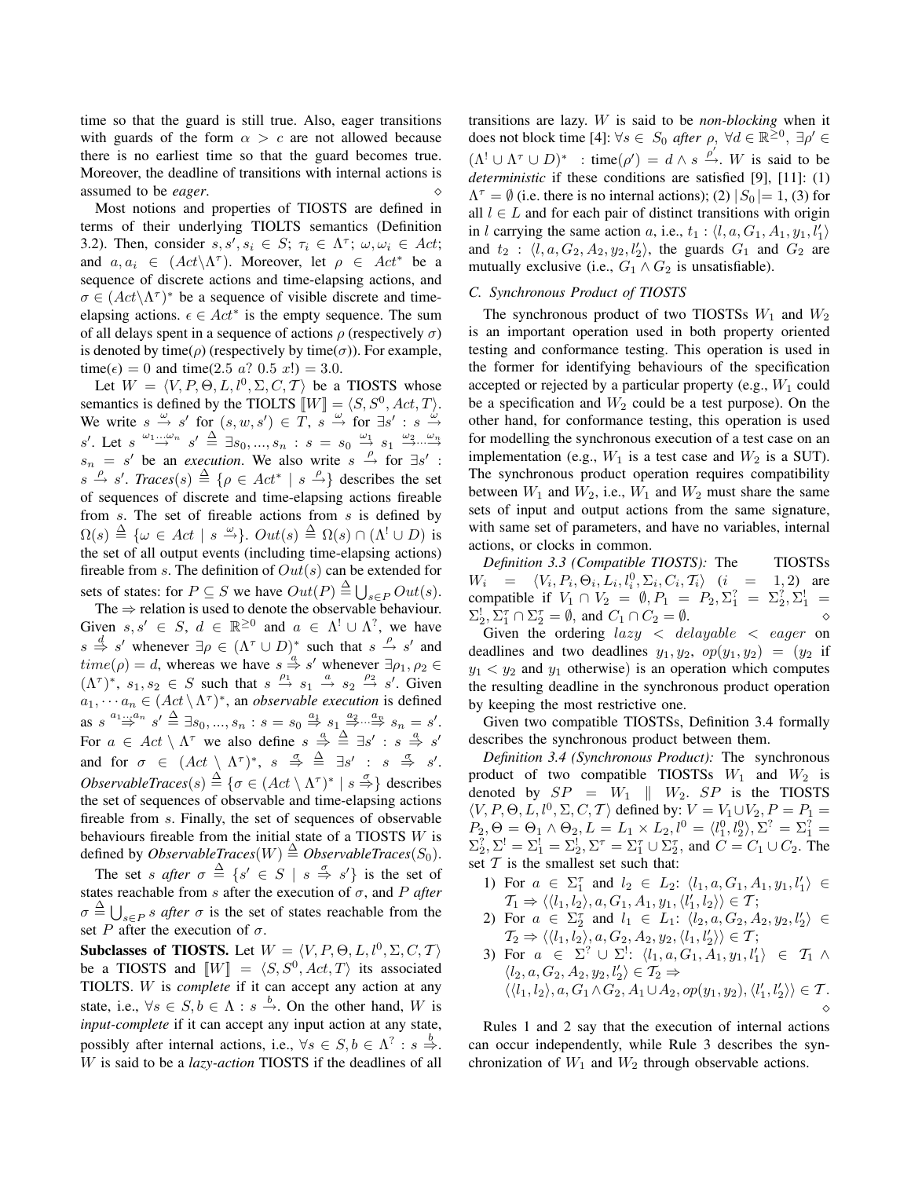time so that the guard is still true. Also, eager transitions with guards of the form $\alpha > c$ are not allowed because there is no earliest time so that the guard becomes true. Moreover, the deadline of transitions with internal actions is assumed to be *eager*. $\diamond$

Most notions and properties of TIOSTS are defined in terms of their underlying TIOLTS semantics (Definition 3.2). Then, consider $s, s', s_i \in S$; $\tau_i \in \Lambda^\tau$; $\omega, \omega_i \in Act$; and $a, a_i \in (Act \backslash \Lambda^\tau)$. Moreover, let $\rho \in Act^*$ be a sequence of discrete actions and time-elapsing actions, and $\sigma \in (Act \backslash \Lambda^\tau)^*$ be a sequence of visible discrete and time-elapsing actions. $\epsilon \in Act^*$ is the empty sequence. The sum of all delays spent in a sequence of actions $\rho$ (respectively $\sigma$) is denoted by time($\rho$) (respectively by time($\sigma$)). For example, time($\epsilon$) = 0 and time(2.5 $a$? 0.5 $x$!) = 3.0.

Let $W = \langle V, P, \Theta, L, l^0, \Sigma, C, \mathcal{T} \rangle$ be a TIOSTS whose semantics is defined by the TIOLTS $[\![W]\!] = \langle S, S^0, Act, T \rangle$. We write $s \xrightarrow{\omega} s'$ for $(s, w, s') \in T$, $s \xrightarrow{\omega}$ for $\exists s' : s \xrightarrow{\omega} s'$. Let $s \xrightarrow{\omega_1 \ldots \omega_n} s' \triangleq \exists s_0, ..., s_n : s = s_0 \xrightarrow{\omega_1} s_1 \xrightarrow{\omega_2} \cdots \xrightarrow{\omega_n} s_n = s'$ be an *execution*. We also write $s \xrightarrow{\rho}$ for $\exists s' : s \xrightarrow{\rho} s'$. *Traces*($s$) $\triangleq \{\rho \in Act^* \mid s \xrightarrow{\rho}\}$ describes the set of sequences of discrete and time-elapsing actions fireable from $s$. The set of fireable actions from $s$ is defined by $\Omega(s) \triangleq \{\omega \in Act \mid s \xrightarrow{\omega}\}$. $Out(s) \triangleq \Omega(s) \cap (\Lambda^! \cup D)$ is the set of all output events (including time-elapsing actions) fireable from $s$. The definition of $Out(s)$ can be extended for sets of states: for $P \subseteq S$ we have $Out(P) \triangleq \bigcup_{s \in P} Out(s)$.

The $\Rightarrow$ relation is used to denote the observable behaviour. Given $s, s' \in S$, $d \in \mathbb{R}^{\geq 0}$ and $a \in \Lambda^! \cup \Lambda^?$, we have $s \overset{d}{\Rightarrow} s'$ whenever $\exists \rho \in (\Lambda^\tau \cup D)^*$ such that $s \xrightarrow{\rho} s'$ and $time(\rho) = d$, whereas we have $s \overset{a}{\Rightarrow} s'$ whenever $\exists \rho_1, \rho_2 \in (\Lambda^\tau)^*$, $s_1, s_2 \in S$ such that $s \xrightarrow{\rho_1} s_1 \xrightarrow{a} s_2 \xrightarrow{\rho_2} s'$. Given $a_1, \cdots a_n \in (Act \setminus \Lambda^\tau)^*$, an *observable execution* is defined as $s \overset{a_1 \ldots a_n}{\Rightarrow} s' \triangleq \exists s_0, ..., s_n : s = s_0 \overset{a_1}{\Rightarrow} s_1 \overset{a_2}{\Rightarrow} \cdots \overset{a_n}{\Rightarrow} s_n = s'$. For $a \in Act \setminus \Lambda^\tau$ we also define $s \overset{a}{\Rightarrow} \triangleq \exists s' : s \overset{a}{\Rightarrow} s'$ and for $\sigma \in (Act \setminus \Lambda^\tau)^*$, $s \overset{\sigma}{\Rightarrow} \triangleq \exists s' : s \overset{\sigma}{\Rightarrow} s'$. *ObservableTraces*($s$) $\triangleq \{\sigma \in (Act \setminus \Lambda^\tau)^* \mid s \overset{\sigma}{\Rightarrow}\}$ describes the set of sequences of observable and time-elapsing actions fireable from $s$. Finally, the set of sequences of observable behaviours fireable from the initial state of a TIOSTS $W$ is defined by *ObservableTraces*($W$) $\triangleq$ *ObservableTraces*($S_0$).

The set $s$ *after* $\sigma \triangleq \{s' \in S \mid s \overset{\sigma}{\Rightarrow} s'\}$ is the set of states reachable from $s$ after the execution of $\sigma$, and $P$ *after* $\sigma \triangleq \bigcup_{s \in P} s$ *after* $\sigma$ is the set of states reachable from the set $P$ after the execution of $\sigma$.

**Subclasses of TIOSTS.** Let $W = \langle V, P, \Theta, L, l^0, \Sigma, C, \mathcal{T} \rangle$ be a TIOSTS and $[\![W]\!] = \langle S, S^0, Act, T \rangle$ its associated TIOLTS. $W$ is *complete* if it can accept any action at any state, i.e., $\forall s \in S, b \in \Lambda : s \xrightarrow{b}$. On the other hand, $W$ is *input-complete* if it can accept any input action at any state, possibly after internal actions, i.e., $\forall s \in S, b \in \Lambda^? : s \overset{b}{\Rightarrow}$. $W$ is said to be a *lazy-action* TIOSTS if the deadlines of all transitions are lazy. $W$ is said to be *non-blocking* when it does not block time [4]: $\forall s \in S_0$ *after* $\rho$, $\forall d \in \mathbb{R}^{\geq 0}$, $\exists \rho' \in (\Lambda^! \cup \Lambda^\tau \cup D)^*$ : time($\rho'$) $= d \wedge s \xrightarrow{\rho'}$. $W$ is said to be *deterministic* if these conditions are satisfied [9], [11]: (1) $\Lambda^\tau = \emptyset$ (i.e. there is no internal actions); (2) $|S_0| = 1$, (3) for all $l \in L$ and for each pair of distinct transitions with origin in $l$ carrying the same action $a$, i.e., $t_1 : \langle l, a, G_1, A_1, y_1, l'_1 \rangle$ and $t_2 : \langle l, a, G_2, A_2, y_2, l'_2 \rangle$, the guards $G_1$ and $G_2$ are mutually exclusive (i.e., $G_1 \wedge G_2$ is unsatisfiable).

### C. Synchronous Product of TIOSTS

The synchronous product of two TIOSTSs $W_1$ and $W_2$ is an important operation used in both property oriented testing and conformance testing. This operation is used in the former for identifying behaviours of the specification accepted or rejected by a particular property (e.g., $W_1$ could be a specification and $W_2$ could be a test purpose). On the other hand, for conformance testing, this operation is used for modelling the synchronous execution of a test case on an implementation (e.g., $W_1$ is a test case and $W_2$ is a SUT). The synchronous product operation requires compatibility between $W_1$ and $W_2$, i.e., $W_1$ and $W_2$ must share the same sets of input and output actions from the same signature, with same set of parameters, and have no variables, internal actions, or clocks in common.

*Definition 3.3 (Compatible TIOSTS):* The TIOSTSs $W_i = \langle V_i, P_i, \Theta_i, L_i, l_i^0, \Sigma_i, C_i, \mathcal{T}_i \rangle$ $(i = 1, 2)$ are compatible if $V_1 \cap V_2 = \emptyset, P_1 = P_2, \Sigma_1^? = \Sigma_2^?, \Sigma_1^! = \Sigma_2^!, \Sigma_1^\tau \cap \Sigma_2^\tau = \emptyset$, and $C_1 \cap C_2 = \emptyset$. $\diamond$

Given the ordering $lazy < delayable < eager$ on deadlines and two deadlines $y_1, y_2$, $op(y_1, y_2) = (y_2$ if $y_1 < y_2$ and $y_1$ otherwise) is an operation which computes the resulting deadline in the synchronous product operation by keeping the most restrictive one.

Given two compatible TIOSTSs, Definition 3.4 formally describes the synchronous product between them.

*Definition 3.4 (Synchronous Product):* The synchronous product of two compatible TIOSTSs $W_1$ and $W_2$ is denoted by $SP = W_1 \parallel W_2$. $SP$ is the TIOSTS $\langle V, P, \Theta, L, l^0, \Sigma, C, \mathcal{T} \rangle$ defined by: $V = V_1 \cup V_2$, $P = P_1 = P_2$, $\Theta = \Theta_1 \wedge \Theta_2$, $L = L_1 \times L_2$, $l^0 = \langle l_1^0, l_2^0 \rangle$, $\Sigma^? = \Sigma_1^? = \Sigma_2^?$, $\Sigma^! = \Sigma_1^! = \Sigma_2^!$, $\Sigma^\tau = \Sigma_1^\tau \cup \Sigma_2^\tau$, and $C = C_1 \cup C_2$. The set $\mathcal{T}$ is the smallest set such that:

1) For $a \in \Sigma_1^\tau$ and $l_2 \in L_2$: $\langle l_1, a, G_1, A_1, y_1, l'_1 \rangle \in \mathcal{T}_1 \Rightarrow \langle \langle l_1, l_2 \rangle, a, G_1, A_1, y_1, \langle l'_1, l_2 \rangle \rangle \in \mathcal{T}$;
2) For $a \in \Sigma_2^\tau$ and $l_1 \in L_1$: $\langle l_2, a, G_2, A_2, y_2, l'_2 \rangle \in \mathcal{T}_2 \Rightarrow \langle \langle l_1, l_2 \rangle, a, G_2, A_2, y_2, \langle l_1, l'_2 \rangle \rangle \in \mathcal{T}$;
3) For $a \in \Sigma^? \cup \Sigma^!$: $\langle l_1, a, G_1, A_1, y_1, l'_1 \rangle \in \mathcal{T}_1 \wedge \langle l_2, a, G_2, A_2, y_2, l'_2 \rangle \in \mathcal{T}_2 \Rightarrow \langle \langle l_1, l_2 \rangle, a, G_1 \wedge G_2, A_1 \cup A_2, op(y_1, y_2), \langle l'_1, l'_2 \rangle \rangle \in \mathcal{T}$. $\diamond$

Rules 1 and 2 say that the execution of internal actions can occur independently, while Rule 3 describes the synchronization of $W_1$ and $W_2$ through observable actions.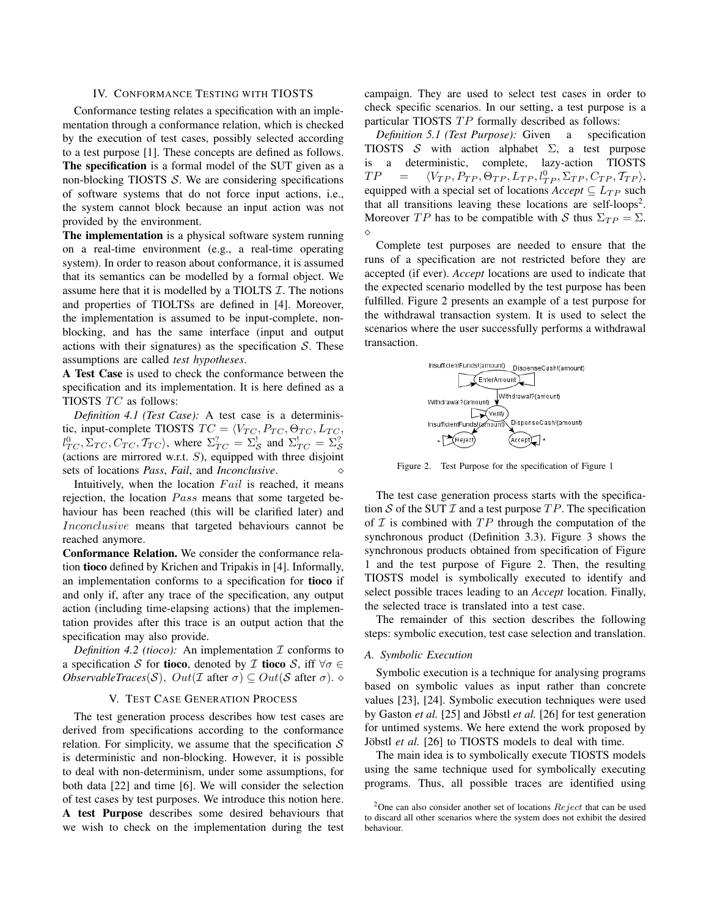## IV. Conformance Testing with TIOSTS

Conformance testing relates a specification with an implementation through a conformance relation, which is checked by the execution of test cases, possibly selected according to a test purpose [1]. These concepts are defined as follows.

**The specification** is a formal model of the SUT given as a non-blocking TIOSTS $\mathcal{S}$. We are considering specifications of software systems that do not force input actions, i.e., the system cannot block because an input action was not provided by the environment.

**The implementation** is a physical software system running on a real-time environment (e.g., a real-time operating system). In order to reason about conformance, it is assumed that its semantics can be modelled by a formal object. We assume here that it is modelled by a TIOLTS $\mathcal{I}$. The notions and properties of TIOLTSs are defined in [4]. Moreover, the implementation is assumed to be input-complete, non-blocking, and has the same interface (input and output actions with their signatures) as the specification $\mathcal{S}$. These assumptions are called *test hypotheses*.

**A Test Case** is used to check the conformance between the specification and its implementation. It is here defined as a TIOSTS $TC$ as follows:

*Definition 4.1 (Test Case):* A test case is a deterministic, input-complete TIOSTS $TC = \langle V_{TC}, P_{TC}, \Theta_{TC}, L_{TC}, l^0_{TC}, \Sigma_{TC}, C_{TC}, \mathcal{T}_{TC}\rangle$, where $\Sigma^?_{TC} = \Sigma^!_{\mathcal{S}}$ and $\Sigma^!_{TC} = \Sigma^?_{\mathcal{S}}$ (actions are mirrored w.r.t. $S$), equipped with three disjoint sets of locations *Pass*, *Fail*, and *Inconclusive*. $\diamond$

Intuitively, when the location $Fail$ is reached, it means rejection, the location $Pass$ means that some targeted behaviour has been reached (this will be clarified later) and $Inconclusive$ means that targeted behaviours cannot be reached anymore.

**Conformance Relation.** We consider the conformance relation **tioco** defined by Krichen and Tripakis in [4]. Informally, an implementation conforms to a specification for **tioco** if and only if, after any trace of the specification, any output action (including time-elapsing actions) that the implementation provides after this trace is an output action that the specification may also provide.

*Definition 4.2 (tioco):* An implementation $\mathcal{I}$ conforms to a specification $\mathcal{S}$ for **tioco**, denoted by $\mathcal{I}$ **tioco** $\mathcal{S}$, iff $\forall \sigma \in$ *ObservableTraces*$(\mathcal{S})$, $Out(\mathcal{I}$ after $\sigma) \subseteq Out(\mathcal{S}$ after $\sigma)$. $\diamond$

## V. Test Case Generation Process

The test generation process describes how test cases are derived from specifications according to the conformance relation. For simplicity, we assume that the specification $\mathcal{S}$ is deterministic and non-blocking. However, it is possible to deal with non-determinism, under some assumptions, for both data [22] and time [6]. We will consider the selection of test cases by test purposes. We introduce this notion here.

**A test Purpose** describes some desired behaviours that we wish to check on the implementation during the test campaign. They are used to select test cases in order to check specific scenarios. In our setting, a test purpose is a particular TIOSTS $TP$ formally described as follows:

*Definition 5.1 (Test Purpose):* Given a specification TIOSTS $\mathcal{S}$ with action alphabet $\Sigma$, a test purpose is a deterministic, complete, lazy-action TIOSTS $TP = \langle V_{TP}, P_{TP}, \Theta_{TP}, L_{TP}, l^0_{TP}, \Sigma_{TP}, C_{TP}, \mathcal{T}_{TP}\rangle$, equipped with a special set of locations *Accept* $\subseteq L_{TP}$ such that all transitions leaving these locations are self-loops[2]. Moreover $TP$ has to be compatible with $\mathcal{S}$ thus $\Sigma_{TP} = \Sigma$. $\diamond$

Complete test purposes are needed to ensure that the runs of a specification are not restricted before they are accepted (if ever). *Accept* locations are used to indicate that the expected scenario modelled by the test purpose has been fulfilled. Figure 2 presents an example of a test purpose for the withdrawal transaction system. It is used to select the scenarios where the user successfully performs a withdrawal transaction.

Figure 2. Test Purpose for the specification of Figure 1

The test case generation process starts with the specification $\mathcal{S}$ of the SUT $\mathcal{I}$ and a test purpose $TP$. The specification of $\mathcal{I}$ is combined with $TP$ through the computation of the synchronous product (Definition 3.3). Figure 3 shows the synchronous products obtained from specification of Figure 1 and the test purpose of Figure 2. Then, the resulting TIOSTS model is symbolically executed to identify and select possible traces leading to an *Accept* location. Finally, the selected trace is translated into a test case.

The remainder of this section describes the following steps: symbolic execution, test case selection and translation.

### A. Symbolic Execution

Symbolic execution is a technique for analysing programs based on symbolic values as input rather than concrete values [23], [24]. Symbolic execution techniques were used by Gaston *et al.* [25] and Jöbstl *et al.* [26] for test generation for untimed systems. We here extend the work proposed by Jöbstl *et al.* [26] to TIOSTS models to deal with time.

The main idea is to symbolically execute TIOSTS models using the same technique used for symbolically executing programs. Thus, all possible traces are identified using

[2] One can also consider another set of locations $Reject$ that can be used to discard all other scenarios where the system does not exhibit the desired behaviour.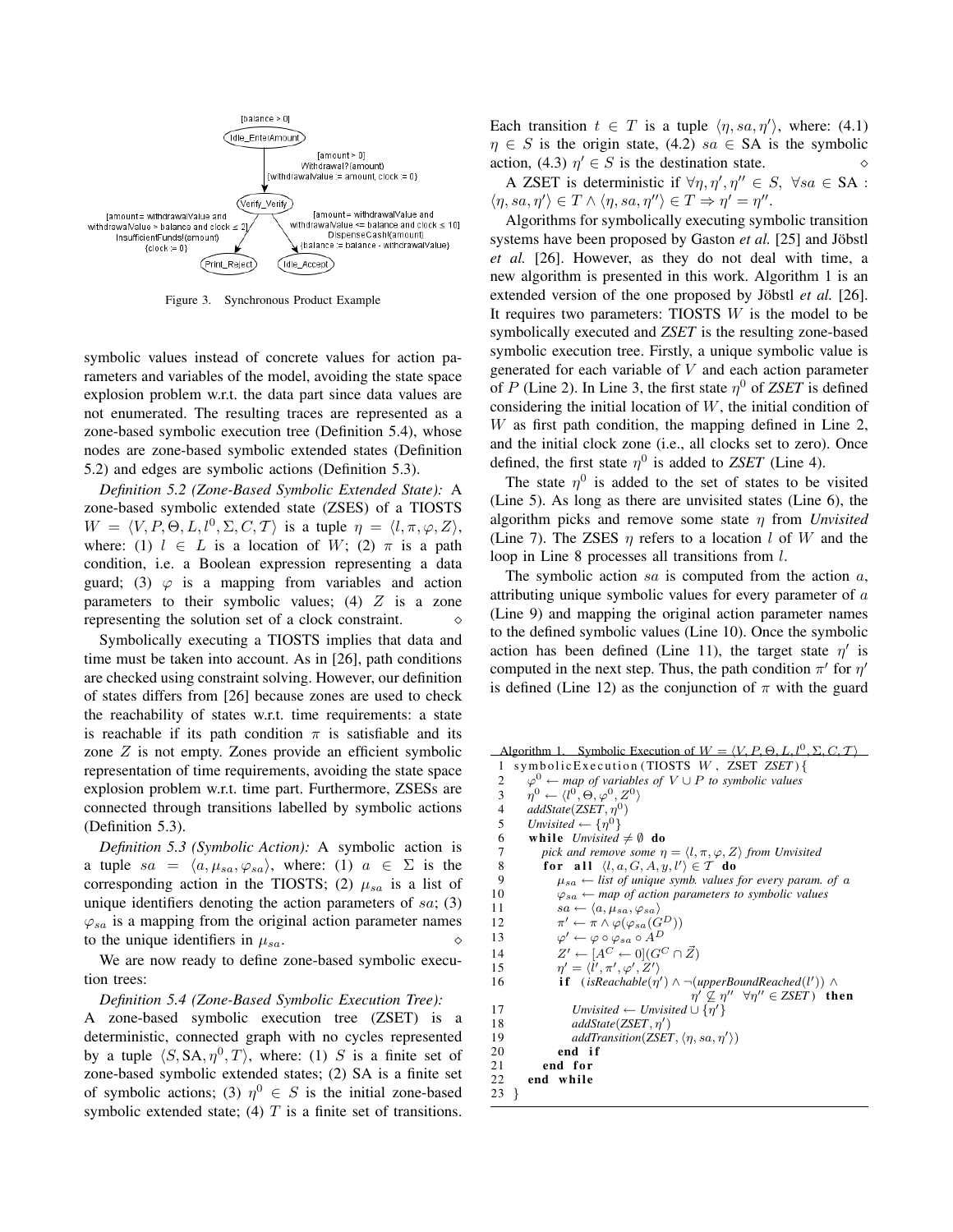Figure 3. Synchronous Product Example

symbolic values instead of concrete values for action parameters and variables of the model, avoiding the state space explosion problem w.r.t. the data part since data values are not enumerated. The resulting traces are represented as a zone-based symbolic execution tree (Definition 5.4), whose nodes are zone-based symbolic extended states (Definition 5.2) and edges are symbolic actions (Definition 5.3).

*Definition 5.2 (Zone-Based Symbolic Extended State):* A zone-based symbolic extended state (ZSES) of a TIOSTS $W = \langle V, P, \Theta, L, l^0, \Sigma, C, \mathcal{T} \rangle$ is a tuple $\eta = \langle l, \pi, \varphi, Z \rangle$, where: (1) $l \in L$ is a location of $W$; (2) $\pi$ is a path condition, i.e. a Boolean expression representing a data guard; (3) $\varphi$ is a mapping from variables and action parameters to their symbolic values; (4) $Z$ is a zone representing the solution set of a clock constraint. ⋄

Symbolically executing a TIOSTS implies that data and time must be taken into account. As in [26], path conditions are checked using constraint solving. However, our definition of states differs from [26] because zones are used to check the reachability of states w.r.t. time requirements: a state is reachable if its path condition $\pi$ is satisfiable and its zone $Z$ is not empty. Zones provide an efficient symbolic representation of time requirements, avoiding the state space explosion problem w.r.t. time part. Furthermore, ZSESs are connected through transitions labelled by symbolic actions (Definition 5.3).

*Definition 5.3 (Symbolic Action):* A symbolic action is a tuple $sa = \langle a, \mu_{sa}, \varphi_{sa} \rangle$, where: (1) $a \in \Sigma$ is the corresponding action in the TIOSTS; (2) $\mu_{sa}$ is a list of unique identifiers denoting the action parameters of $sa$; (3) $\varphi_{sa}$ is a mapping from the original action parameter names to the unique identifiers in $\mu_{sa}$. ⋄

We are now ready to define zone-based symbolic execution trees:

*Definition 5.4 (Zone-Based Symbolic Execution Tree):* A zone-based symbolic execution tree (ZSET) is a deterministic, connected graph with no cycles represented by a tuple $\langle S, \text{SA}, \eta^0, T \rangle$, where: (1) $S$ is a finite set of zone-based symbolic extended states; (2) SA is a finite set of symbolic actions; (3) $\eta^0 \in S$ is the initial zone-based symbolic extended state; (4) $T$ is a finite set of transitions. Each transition $t \in T$ is a tuple $\langle \eta, sa, \eta' \rangle$, where: (4.1) $\eta \in S$ is the origin state, (4.2) $sa \in \text{SA}$ is the symbolic action, (4.3) $\eta' \in S$ is the destination state. ⋄

A ZSET is deterministic if $\forall \eta, \eta', \eta'' \in S,\ \forall sa \in \text{SA} : \langle \eta, sa, \eta' \rangle \in T \wedge \langle \eta, sa, \eta'' \rangle \in T \Rightarrow \eta' = \eta''$.

Algorithms for symbolically executing symbolic transition systems have been proposed by Gaston *et al.* [25] and Jöbstl *et al.* [26]. However, as they do not deal with time, a new algorithm is presented in this work. Algorithm 1 is an extended version of the one proposed by Jöbstl *et al.* [26]. It requires two parameters: TIOSTS $W$ is the model to be symbolically executed and *ZSET* is the resulting zone-based symbolic execution tree. Firstly, a unique symbolic value is generated for each variable of $V$ and each action parameter of $P$ (Line 2). In Line 3, the first state $\eta^0$ of *ZSET* is defined considering the initial location of $W$, the initial condition of $W$ as first path condition, the mapping defined in Line 2, and the initial clock zone (i.e., all clocks set to zero). Once defined, the first state $\eta^0$ is added to *ZSET* (Line 4).

The state $\eta^0$ is added to the set of states to be visited (Line 5). As long as there are unvisited states (Line 6), the algorithm picks and remove some state $\eta$ from *Unvisited* (Line 7). The ZSES $\eta$ refers to a location $l$ of $W$ and the loop in Line 8 processes all transitions from $l$.

The symbolic action $sa$ is computed from the action $a$, attributing unique symbolic values for every parameter of $a$ (Line 9) and mapping the original action parameter names to the defined symbolic values (Line 10). Once the symbolic action has been defined (Line 11), the target state $\eta'$ is computed in the next step. Thus, the path condition $\pi'$ for $\eta'$ is defined (Line 12) as the conjunction of $\pi$ with the guard

Algorithm 1. Symbolic Execution of $W = \langle V, P, \Theta, L, l^0, \Sigma, C, \mathcal{T} \rangle$

```
1  symbolicExecution(TIOSTS W, ZSET ZSET){
2    φ⁰ ← map of variables of V ∪ P to symbolic values
3    η⁰ ← ⟨l⁰, Θ, φ⁰, Z⁰⟩
4    addState(ZSET, η⁰)
5    Unvisited ← {η⁰}
6    while Unvisited ≠ ∅ do
7      pick and remove some η = ⟨l, π, φ, Z⟩ from Unvisited
8      for all ⟨l, a, G, A, y, l'⟩ ∈ T do
9        μ_sa ← list of unique symb. values for every param. of a
10       φ_sa ← map of action parameters to symbolic values
11       sa ← ⟨a, μ_sa, φ_sa⟩
12       π' ← π ∧ φ(φ_sa(G^D))
13       φ' ← φ ∘ φ_sa ∘ A^D
14       Z' ← [A^C ← 0](G^C ∩ Z⃗)
15       η' = ⟨l', π', φ', Z'⟩
16       if (isReachable(η') ∧ ¬(upperBoundReached(l')) ∧
                                η' ⊈ η''  ∀η'' ∈ ZSET) then
17         Unvisited ← Unvisited ∪ {η'}
18         addState(ZSET, η')
19         addTransition(ZSET, ⟨η, sa, η'⟩)
20       end if
21     end for
22   end while
23 }
```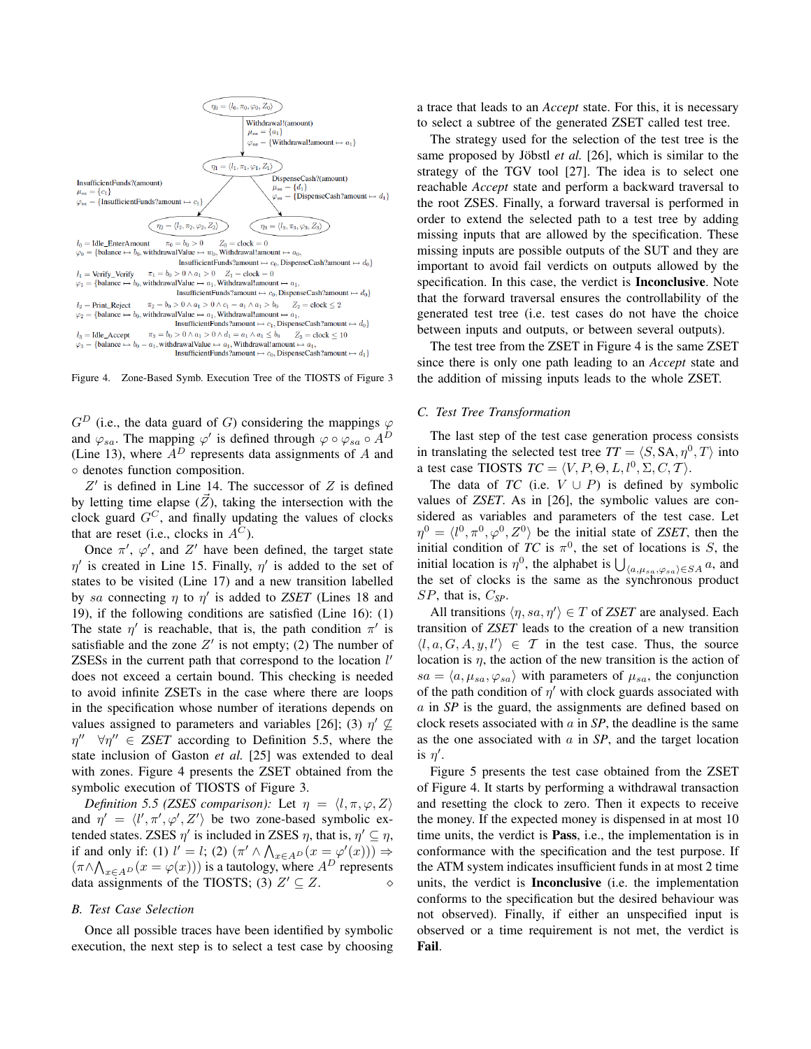$\eta_0 = \langle l_0, \pi_0, \varphi_0, Z_0 \rangle$

Withdrawal!(amount)
$\mu_{sa} = \{a_1\}$
$\varphi_{sa} = \{\text{Withdrawal!amount} \mapsto a_1\}$

$\eta_1 = \langle l_1, \pi_1, \varphi_1, Z_1 \rangle$

InsufficientFunds?(amount)
$\mu_{sa} = \{c_1\}$
$\varphi_{sa} = \{\text{InsufficientFunds?amount} \mapsto c_1\}$

DispenseCash?(amount)
$\mu_{sa} = \{d_1\}$
$\varphi_{sa} = \{\text{DispenseCash?amount} \mapsto d_1\}$

$\eta_2 = \langle l_2, \pi_2, \varphi_2, Z_2 \rangle$ $\quad$ $\eta_3 = \langle l_3, \pi_3, \varphi_3, Z_3 \rangle$

$l_0 = \text{Idle\_EnterAmount} \quad \pi_0 = b_0 > 0 \quad Z_0 = clock = 0$
$\varphi_0 = \{\text{balance} \mapsto b_0, \text{withdrawalValue} \mapsto w_0, \text{Withdrawal!amount} \mapsto a_0, \text{InsufficientFunds?amount} \mapsto c_0, \text{DispenseCash?amount} \mapsto d_0\}$

$l_1 = \text{Verify\_Verify} \quad \pi_1 = b_0 > 0 \wedge a_1 > 0 \quad Z_1 = clock = 0$
$\varphi_1 = \{\text{balance} \mapsto b_0, \text{withdrawalValue} \mapsto a_1, \text{Withdrawal!amount} \mapsto a_1, \text{InsufficientFunds?amount} \mapsto c_0, \text{DispenseCash?amount} \mapsto d_0\}$

$l_2 = \text{Print\_Reject} \quad \pi_2 = b_0 > 0 \wedge a_1 > 0 \wedge c_1 = a_1 \wedge a_1 > b_0 \quad Z_2 = clock \leq 2$
$\varphi_2 = \{\text{balance} \mapsto b_0, \text{withdrawalValue} \mapsto a_1, \text{Withdrawal!amount} \mapsto a_1, \text{InsufficientFunds?amount} \mapsto c_1, \text{DispenseCash?amount} \mapsto d_0\}$

$l_3 = \text{Idle\_Accept} \quad \pi_3 = b_0 > 0 \wedge a_1 > 0 \wedge d_1 = a_1 \wedge a_1 \leq b_0 \quad Z_3 = clock \leq 10$
$\varphi_3 = \{\text{balance} \mapsto b_0 - a_1, \text{withdrawValue} \mapsto a_1, \text{Withdrawal!amount} \mapsto a_1, \text{InsufficientFunds?amount} \mapsto c_0, \text{DispenseCash?amount} \mapsto d_1\}$

Figure 4. Zone-Based Symb. Execution Tree of the TIOSTS of Figure 3

$G^D$ (i.e., the data guard of $G$) considering the mappings $\varphi$ and $\varphi_{sa}$. The mapping $\varphi'$ is defined through $\varphi \circ \varphi_{sa} \circ A^D$ (Line 13), where $A^D$ represents data assignments of $A$ and $\circ$ denotes function composition.

$Z'$ is defined in Line 14. The successor of $Z$ is defined by letting time elapse ($\vec{Z}$), taking the intersection with the clock guard $G^C$, and finally updating the values of clocks that are reset (i.e., clocks in $A^C$).

Once $\pi'$, $\varphi'$, and $Z'$ have been defined, the target state $\eta'$ is created in Line 15. Finally, $\eta'$ is added to the set of states to be visited (Line 17) and a new transition labelled by $sa$ connecting $\eta$ to $\eta'$ is added to *ZSET* (Lines 18 and 19), if the following conditions are satisfied (Line 16): (1) The state $\eta'$ is reachable, that is, the path condition $\pi'$ is satisfiable and the zone $Z'$ is not empty; (2) The number of ZSESs in the current path that correspond to the location $l'$ does not exceed a certain bound. This checking is needed to avoid infinite ZSETs in the case where there are loops in the specification whose number of iterations depends on values assigned to parameters and variables [26]; (3) $\eta' \nsubseteq \eta'' \quad \forall \eta'' \in$ *ZSET* according to Definition 5.5, where the state inclusion of Gaston *et al.* [25] was extended to deal with zones. Figure 4 presents the ZSET obtained from the symbolic execution of TIOSTS of Figure 3.

*Definition 5.5 (ZSES comparison):* Let $\eta = \langle l, \pi, \varphi, Z \rangle$ and $\eta' = \langle l', \pi', \varphi', Z' \rangle$ be two zone-based symbolic extended states. ZSES $\eta'$ is included in ZSES $\eta$, that is, $\eta' \subseteq \eta$, if and only if: (1) $l' = l$; (2) $(\pi' \wedge \bigwedge_{x \in A^D}(x = \varphi'(x))) \Rightarrow (\pi \wedge \bigwedge_{x \in A^D}(x = \varphi(x)))$ is a tautology, where $A^D$ represents data assignments of the TIOSTS; (3) $Z' \subseteq Z$. $\diamond$

### B. Test Case Selection

Once all possible traces have been identified by symbolic execution, the next step is to select a test case by choosing a trace that leads to an *Accept* state. For this, it is necessary to select a subtree of the generated ZSET called test tree.

The strategy used for the selection of the test tree is the same proposed by Jöbstl *et al.* [26], which is similar to the strategy of the TGV tool [27]. The idea is to select one reachable *Accept* state and perform a backward traversal to the root ZSES. Finally, a forward traversal is performed in order to extend the selected path to a test tree by adding missing inputs that are allowed by the specification. These missing inputs are possible outputs of the SUT and they are important to avoid fail verdicts on outputs allowed by the specification. In this case, the verdict is **Inconclusive**. Note that the forward traversal ensures the controllability of the generated test tree (i.e. test cases do not have the choice between inputs and outputs, or between several outputs).

The test tree from the ZSET in Figure 4 is the same ZSET since there is only one path leading to an *Accept* state and the addition of missing inputs leads to the whole ZSET.

### C. Test Tree Transformation

The last step of the test case generation process consists in translating the selected test tree $TT = \langle S, \text{SA}, \eta^0, T \rangle$ into a test case TIOSTS $TC = \langle V, P, \Theta, L, l^0, \Sigma, C, \mathcal{T} \rangle$.

The data of *TC* (i.e. $V \cup P$) is defined by symbolic values of *ZSET*. As in [26], the symbolic values are considered as variables and parameters of the test case. Let $\eta^0 = \langle l^0, \pi^0, \varphi^0, Z^0 \rangle$ be the initial state of *ZSET*, then the initial condition of *TC* is $\pi^0$, the set of locations is $S$, the initial location is $\eta^0$, the alphabet is $\bigcup_{\langle a, \mu_{sa}, \varphi_{sa} \rangle \in SA} a$, and the set of clocks is the same as the synchronous product $SP$, that is, $C_{SP}$.

All transitions $\langle \eta, sa, \eta' \rangle \in T$ of *ZSET* are analysed. Each transition of *ZSET* leads to the creation of a new transition $\langle l, a, G, A, y, l' \rangle \in \mathcal{T}$ in the test case. Thus, the source location is $\eta$, the action of the new transition is the action of $sa = \langle a, \mu_{sa}, \varphi_{sa} \rangle$ with parameters of $\mu_{sa}$, the conjunction of the path condition of $\eta'$ with clock guards associated with $a$ in *SP* is the guard, the assignments are defined based on clock resets associated with $a$ in *SP*, the deadline is the same as the one associated with $a$ in *SP*, and the target location is $\eta'$.

Figure 5 presents the test case obtained from the ZSET of Figure 4. It starts by performing a withdrawal transaction and resetting the clock to zero. Then it expects to receive the money. If the expected money is dispensed in at most 10 time units, the verdict is **Pass**, i.e., the implementation is in conformance with the specification and the test purpose. If the ATM system indicates insufficient funds in at most 2 time units, the verdict is **Inconclusive** (i.e. the implementation conforms to the specification but the desired behaviour was not observed). Finally, if either an unspecified input is observed or a time requirement is not met, the verdict is **Fail**.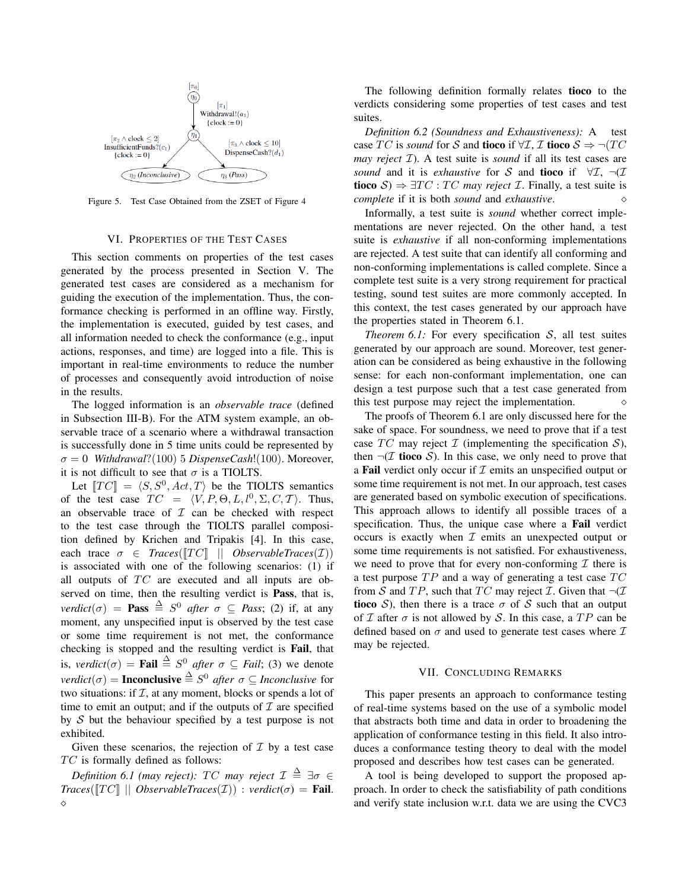Figure 5. Test Case Obtained from the ZSET of Figure 4

## VI. Properties of the Test Cases

This section comments on properties of the test cases generated by the process presented in Section V. The generated test cases are considered as a mechanism for guiding the execution of the implementation. Thus, the conformance checking is performed in an offline way. Firstly, the implementation is executed, guided by test cases, and all information needed to check the conformance (e.g., input actions, responses, and time) are logged into a file. This is important in real-time environments to reduce the number of processes and consequently avoid introduction of noise in the results.

The logged information is an *observable trace* (defined in Subsection III-B). For the ATM system example, an observable trace of a scenario where a withdrawal transaction is successfully done in 5 time units could be represented by $\sigma = 0$ *Withdrawal*?$(100)$ $5$ *DispenseCash*!$(100)$. Moreover, it is not difficult to see that $\sigma$ is a TIOLTS.

Let $[\![TC]\!] = \langle S, S^0, Act, T\rangle$ be the TIOLTS semantics of the test case $TC = \langle V, P, \Theta, L, l^0, \Sigma, C, \mathcal{T}\rangle$. Thus, an observable trace of $\mathcal{I}$ can be checked with respect to the test case through the TIOLTS parallel composition defined by Krichen and Tripakis [4]. In this case, each trace $\sigma \in$ *Traces*$([\![TC]\!] \ || \ $*ObservableTraces*$(\mathcal{I}))$ is associated with one of the following scenarios: (1) if all outputs of $TC$ are executed and all inputs are observed on time, then the resulting verdict is **Pass**, that is, *verdict*$(\sigma) =$ **Pass** $\triangleq S^0$ *after* $\sigma \subseteq$ *Pass*; (2) if, at any moment, any unspecified input is observed by the test case or some time requirement is not met, the conformance checking is stopped and the resulting verdict is **Fail**, that is, *verdict*$(\sigma) =$ **Fail** $\triangleq S^0$ *after* $\sigma \subseteq$ *Fail*; (3) we denote *verdict*$(\sigma) =$ **Inconclusive** $\triangleq S^0$ *after* $\sigma \subseteq$ *Inconclusive* for two situations: if $\mathcal{I}$, at any moment, blocks or spends a lot of time to emit an output; and if the outputs of $\mathcal{I}$ are specified by $\mathcal{S}$ but the behaviour specified by a test purpose is not exhibited.

Given these scenarios, the rejection of $\mathcal{I}$ by a test case $TC$ is formally defined as follows:

*Definition 6.1 (may reject):* $TC$ *may reject* $\mathcal{I} \triangleq \exists \sigma \in$ *Traces*$([\![TC]\!] \ || \ $*ObservableTraces*$(\mathcal{I}))$ : *verdict*$(\sigma) =$ **Fail**. $\diamond$

The following definition formally relates **tioco** to the verdicts considering some properties of test cases and test suites.

*Definition 6.2 (Soundness and Exhaustiveness):* A test case $TC$ is *sound* for $\mathcal{S}$ and **tioco** if $\forall \mathcal{I}, \mathcal{I}$ **tioco** $\mathcal{S} \Rightarrow \neg(TC$ *may reject* $\mathcal{I})$. A test suite is *sound* if all its test cases are *sound* and it is *exhaustive* for $\mathcal{S}$ and **tioco** if $\forall \mathcal{I}, \neg(\mathcal{I}$ **tioco** $\mathcal{S}) \Rightarrow \exists TC : TC$ *may reject* $\mathcal{I}$. Finally, a test suite is *complete* if it is both *sound* and *exhaustive*. $\diamond$

Informally, a test suite is *sound* whether correct implementations are never rejected. On the other hand, a test suite is *exhaustive* if all non-conforming implementations are rejected. A test suite that can identify all conforming and non-conforming implementations is called complete. Since a complete test suite is a very strong requirement for practical testing, sound test suites are more commonly accepted. In this context, the test cases generated by our approach have the properties stated in Theorem 6.1.

*Theorem 6.1:* For every specification $\mathcal{S}$, all test suites generated by our approach are sound. Moreover, test generation can be considered as being exhaustive in the following sense: for each non-conformant implementation, one can design a test purpose such that a test case generated from this test purpose may reject the implementation. $\diamond$

The proofs of Theorem 6.1 are only discussed here for the sake of space. For soundness, we need to prove that if a test case $TC$ may reject $\mathcal{I}$ (implementing the specification $\mathcal{S}$), then $\neg(\mathcal{I}$ **tioco** $\mathcal{S})$. In this case, we only need to prove that a **Fail** verdict only occur if $\mathcal{I}$ emits an unspecified output or some time requirement is not met. In our approach, test cases are generated based on symbolic execution of specifications. This approach allows to identify all possible traces of a specification. Thus, the unique case where a **Fail** verdict occurs is exactly when $\mathcal{I}$ emits an unexpected output or some time requirements is not satisfied. For exhaustiveness, we need to prove that for every non-conforming $\mathcal{I}$ there is a test purpose $TP$ and a way of generating a test case $TC$ from $\mathcal{S}$ and $TP$, such that $TC$ may reject $\mathcal{I}$. Given that $\neg(\mathcal{I}$ **tioco** $\mathcal{S})$, then there is a trace $\sigma$ of $\mathcal{S}$ such that an output of $\mathcal{I}$ after $\sigma$ is not allowed by $\mathcal{S}$. In this case, a $TP$ can be defined based on $\sigma$ and used to generate test cases where $\mathcal{I}$ may be rejected.

## VII. Concluding Remarks

This paper presents an approach to conformance testing of real-time systems based on the use of a symbolic model that abstracts both time and data in order to broadening the application of conformance testing in this field. It also introduces a conformance testing theory to deal with the model proposed and describes how test cases can be generated.

A tool is being developed to support the proposed approach. In order to check the satisfiability of path conditions and verify state inclusion w.r.t. data we are using the CVC3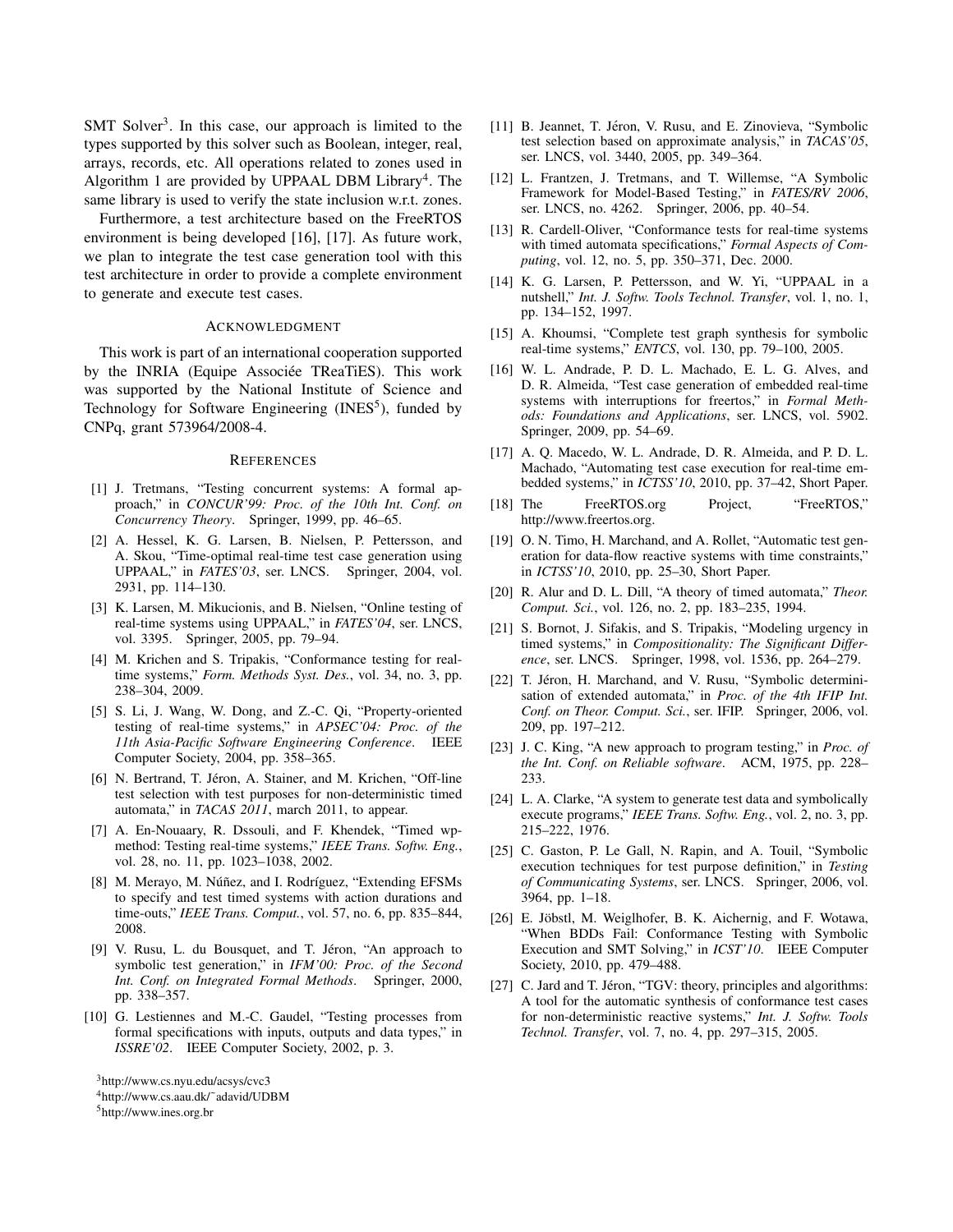SMT Solver[3]. In this case, our approach is limited to the types supported by this solver such as Boolean, integer, real, arrays, records, etc. All operations related to zones used in Algorithm 1 are provided by UPPAAL DBM Library[4]. The same library is used to verify the state inclusion w.r.t. zones.

Furthermore, a test architecture based on the FreeRTOS environment is being developed [16], [17]. As future work, we plan to integrate the test case generation tool with this test architecture in order to provide a complete environment to generate and execute test cases.

## Acknowledgment

This work is part of an international cooperation supported by the INRIA (Equipe Associée TReaTiES). This work was supported by the National Institute of Science and Technology for Software Engineering (INES[5]), funded by CNPq, grant 573964/2008-4.

## References

[1] J. Tretmans, "Testing concurrent systems: A formal approach," in *CONCUR'99: Proc. of the 10th Int. Conf. on Concurrency Theory*. Springer, 1999, pp. 46–65.

[2] A. Hessel, K. G. Larsen, B. Nielsen, P. Pettersson, and A. Skou, "Time-optimal real-time test case generation using UPPAAL," in *FATES'03*, ser. LNCS. Springer, 2004, vol. 2931, pp. 114–130.

[3] K. Larsen, M. Mikucionis, and B. Nielsen, "Online testing of real-time systems using UPPAAL," in *FATES'04*, ser. LNCS, vol. 3395. Springer, 2005, pp. 79–94.

[4] M. Krichen and S. Tripakis, "Conformance testing for real-time systems," *Form. Methods Syst. Des.*, vol. 34, no. 3, pp. 238–304, 2009.

[5] S. Li, J. Wang, W. Dong, and Z.-C. Qi, "Property-oriented testing of real-time systems," in *APSEC'04: Proc. of the 11th Asia-Pacific Software Engineering Conference*. IEEE Computer Society, 2004, pp. 358–365.

[6] N. Bertrand, T. Jéron, A. Stainer, and M. Krichen, "Off-line test selection with test purposes for non-deterministic timed automata," in *TACAS 2011*, march 2011, to appear.

[7] A. En-Nouaary, R. Dssouli, and F. Khendek, "Timed wp-method: Testing real-time systems," *IEEE Trans. Softw. Eng.*, vol. 28, no. 11, pp. 1023–1038, 2002.

[8] M. Merayo, M. Núñez, and I. Rodríguez, "Extending EFSMs to specify and test timed systems with action durations and time-outs," *IEEE Trans. Comput.*, vol. 57, no. 6, pp. 835–844, 2008.

[9] V. Rusu, L. du Bousquet, and T. Jéron, "An approach to symbolic test generation," in *IFM'00: Proc. of the Second Int. Conf. on Integrated Formal Methods*. Springer, 2000, pp. 338–357.

[10] G. Lestiennes and M.-C. Gaudel, "Testing processes from formal specifications with inputs, outputs and data types," in *ISSRE'02*. IEEE Computer Society, 2002, p. 3.

[11] B. Jeannet, T. Jéron, V. Rusu, and E. Zinovieva, "Symbolic test selection based on approximate analysis," in *TACAS'05*, ser. LNCS, vol. 3440, 2005, pp. 349–364.

[12] L. Frantzen, J. Tretmans, and T. Willemse, "A Symbolic Framework for Model-Based Testing," in *FATES/RV 2006*, ser. LNCS, no. 4262. Springer, 2006, pp. 40–54.

[13] R. Cardell-Oliver, "Conformance tests for real-time systems with timed automata specifications," *Formal Aspects of Computing*, vol. 12, no. 5, pp. 350–371, Dec. 2000.

[14] K. G. Larsen, P. Pettersson, and W. Yi, "UPPAAL in a nutshell," *Int. J. Softw. Tools Technol. Transfer*, vol. 1, no. 1, pp. 134–152, 1997.

[15] A. Khoumsi, "Complete test graph synthesis for symbolic real-time systems," *ENTCS*, vol. 130, pp. 79–100, 2005.

[16] W. L. Andrade, P. D. L. Machado, E. L. G. Alves, and D. R. Almeida, "Test case generation of embedded real-time systems with interruptions for freertos," in *Formal Methods: Foundations and Applications*, ser. LNCS, vol. 5902. Springer, 2009, pp. 54–69.

[17] A. Q. Macedo, W. L. Andrade, D. R. Almeida, and P. D. L. Machado, "Automating test case execution for real-time embedded systems," in *ICTSS'10*, 2010, pp. 37–42, Short Paper.

[18] The FreeRTOS.org Project, "FreeRTOS," http://www.freertos.org.

[19] O. N. Timo, H. Marchand, and A. Rollet, "Automatic test generation for data-flow reactive systems with time constraints," in *ICTSS'10*, 2010, pp. 25–30, Short Paper.

[20] R. Alur and D. L. Dill, "A theory of timed automata," *Theor. Comput. Sci.*, vol. 126, no. 2, pp. 183–235, 1994.

[21] S. Bornot, J. Sifakis, and S. Tripakis, "Modeling urgency in timed systems," in *Compositionality: The Significant Difference*, ser. LNCS. Springer, 1998, vol. 1536, pp. 264–279.

[22] T. Jéron, H. Marchand, and V. Rusu, "Symbolic determinisation of extended automata," in *Proc. of the 4th IFIP Int. Conf. on Theor. Comput. Sci.*, ser. IFIP. Springer, 2006, vol. 209, pp. 197–212.

[23] J. C. King, "A new approach to program testing," in *Proc. of the Int. Conf. on Reliable software*. ACM, 1975, pp. 228–233.

[24] L. A. Clarke, "A system to generate test data and symbolically execute programs," *IEEE Trans. Softw. Eng.*, vol. 2, no. 3, pp. 215–222, 1976.

[25] C. Gaston, P. Le Gall, N. Rapin, and A. Touil, "Symbolic execution techniques for test purpose definition," in *Testing of Communicating Systems*, ser. LNCS. Springer, 2006, vol. 3964, pp. 1–18.

[26] E. Jöbstl, M. Weiglhofer, B. K. Aichernig, and F. Wotawa, "When BDDs Fail: Conformance Testing with Symbolic Execution and SMT Solving," in *ICST'10*. IEEE Computer Society, 2010, pp. 479–488.

[27] C. Jard and T. Jéron, "TGV: theory, principles and algorithms: A tool for the automatic synthesis of conformance test cases for non-deterministic reactive systems," *Int. J. Softw. Tools Technol. Transfer*, vol. 7, no. 4, pp. 297–315, 2005.

[3] http://www.cs.nyu.edu/acsys/cvc3

[4] http://www.cs.aau.dk/~adavid/UDBM

[5] http://www.ines.org.br